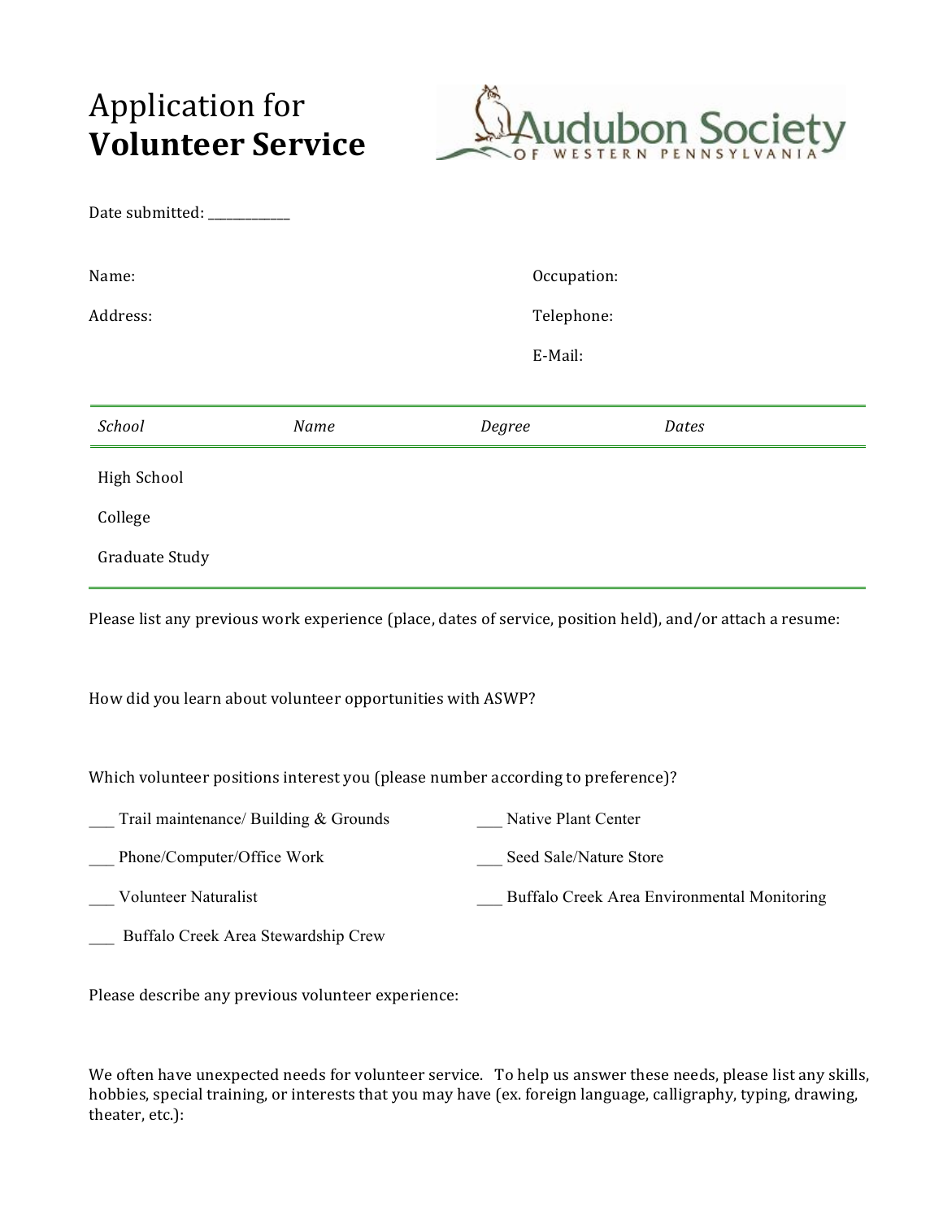# Application for **Volunteer Service**

Audubon Society of Western Pennsylvania

Date submitted: ___________

Name:

Address:

Occupation:

Telephone:

E-Mail:

| *School* | *Name* | *Degree* | *Dates* |
|---|---|---|---|
| High School | | | |
| College | | | |
| Graduate Study | | | |

Please list any previous work experience (place, dates of service, position held), and/or attach a resume:

How did you learn about volunteer opportunities with ASWP?

Which volunteer positions interest you (please number according to preference)?

___ Trail maintenance/ Building & Grounds

___ Phone/Computer/Office Work

___ Volunteer Naturalist

___ Buffalo Creek Area Stewardship Crew

___ Native Plant Center

___ Seed Sale/Nature Store

___ Buffalo Creek Area Environmental Monitoring

Please describe any previous volunteer experience:

We often have unexpected needs for volunteer service. To help us answer these needs, please list any skills, hobbies, special training, or interests that you may have (ex. foreign language, calligraphy, typing, drawing, theater, etc.):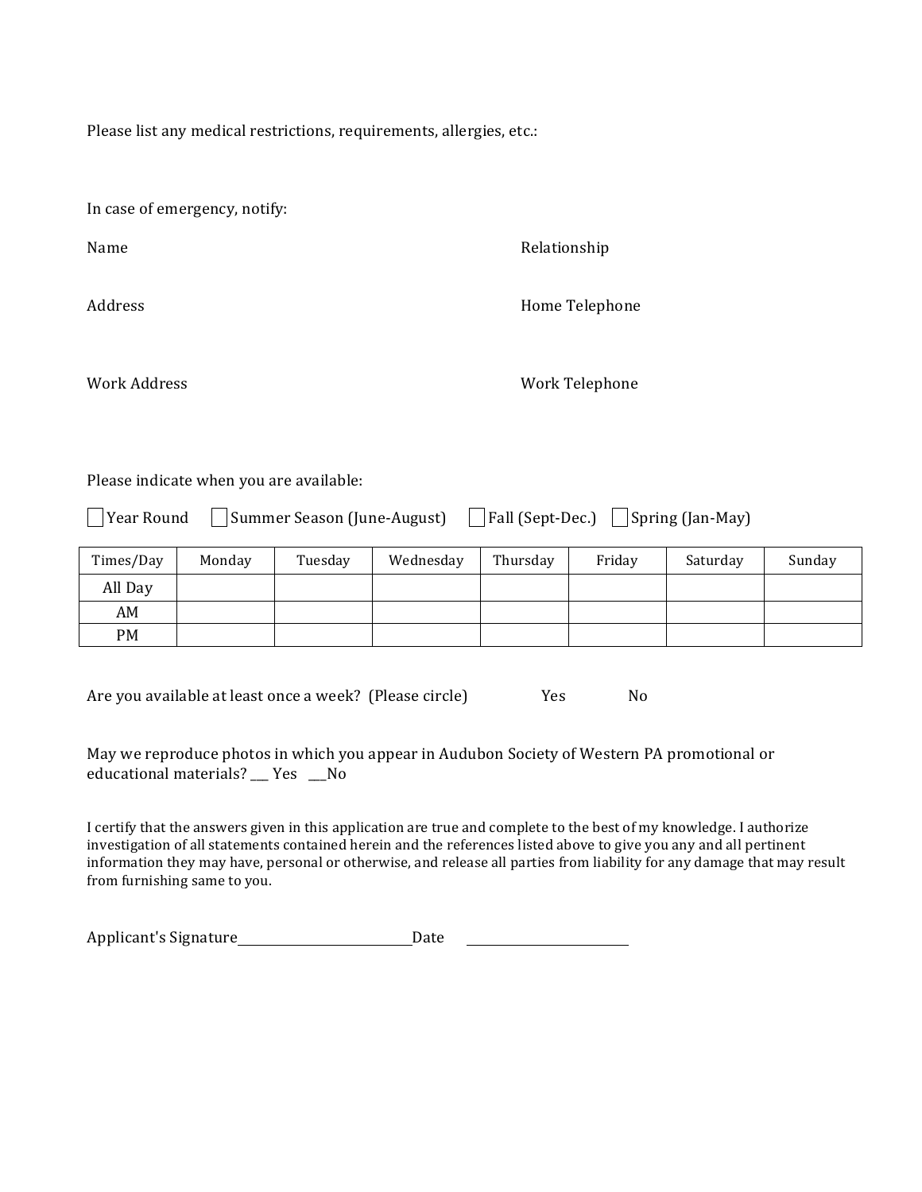Please list any medical restrictions, requirements, allergies, etc.:

In case of emergency, notify:

Name

Relationship

Address

Home Telephone

Work Address

Work Telephone

Please indicate when you are available:

☐ Year Round ☐ Summer Season (June-August) ☐ Fall (Sept-Dec.) ☐ Spring (Jan-May)

| Times/Day | Monday | Tuesday | Wednesday | Thursday | Friday | Saturday | Sunday |
|---|---|---|---|---|---|---|---|
| All Day | | | | | | | |
| AM | | | | | | | |
| PM | | | | | | | |

Are you available at least once a week? (Please circle) Yes No

May we reproduce photos in which you appear in Audubon Society of Western PA promotional or educational materials? ___ Yes ___No

I certify that the answers given in this application are true and complete to the best of my knowledge. I authorize investigation of all statements contained herein and the references listed above to give you any and all pertinent information they may have, personal or otherwise, and release all parties from liability for any damage that may result from furnishing same to you.

Applicant's Signature_______________________ Date _______________________